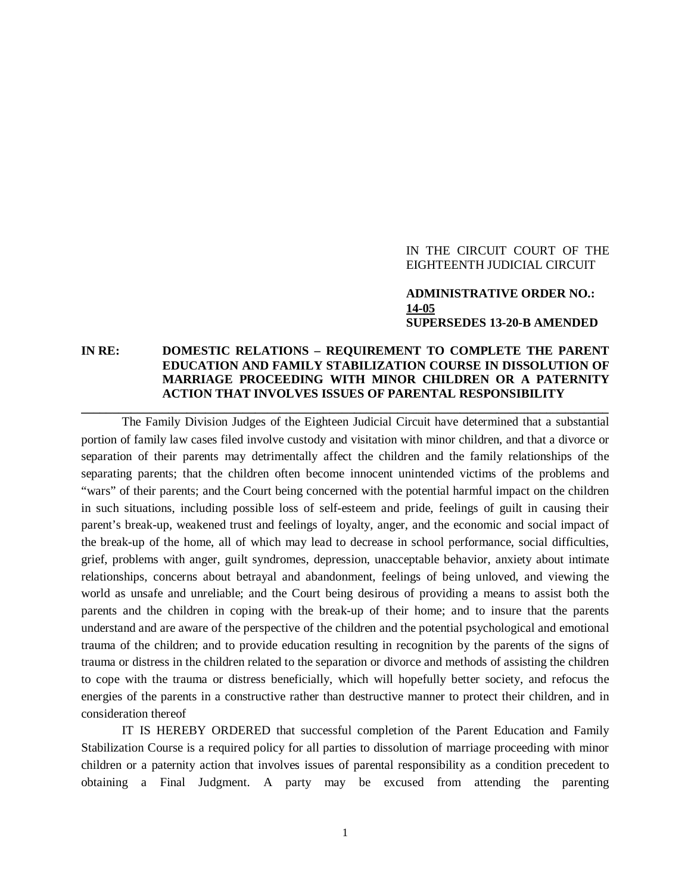IN THE CIRCUIT COURT OF THE EIGHTEENTH JUDICIAL CIRCUIT

**ADMINISTRATIVE ORDER NO.: 14-05**
**SUPERSEDES 13-20-B AMENDED**

**IN RE: DOMESTIC RELATIONS – REQUIREMENT TO COMPLETE THE PARENT EDUCATION AND FAMILY STABILIZATION COURSE IN DISSOLUTION OF MARRIAGE PROCEEDING WITH MINOR CHILDREN OR A PATERNITY ACTION THAT INVOLVES ISSUES OF PARENTAL RESPONSIBILITY**

---

The Family Division Judges of the Eighteen Judicial Circuit have determined that a substantial portion of family law cases filed involve custody and visitation with minor children, and that a divorce or separation of their parents may detrimentally affect the children and the family relationships of the separating parents; that the children often become innocent unintended victims of the problems and "wars" of their parents; and the Court being concerned with the potential harmful impact on the children in such situations, including possible loss of self-esteem and pride, feelings of guilt in causing their parent's break-up, weakened trust and feelings of loyalty, anger, and the economic and social impact of the break-up of the home, all of which may lead to decrease in school performance, social difficulties, grief, problems with anger, guilt syndromes, depression, unacceptable behavior, anxiety about intimate relationships, concerns about betrayal and abandonment, feelings of being unloved, and viewing the world as unsafe and unreliable; and the Court being desirous of providing a means to assist both the parents and the children in coping with the break-up of their home; and to insure that the parents understand and are aware of the perspective of the children and the potential psychological and emotional trauma of the children; and to provide education resulting in recognition by the parents of the signs of trauma or distress in the children related to the separation or divorce and methods of assisting the children to cope with the trauma or distress beneficially, which will hopefully better society, and refocus the energies of the parents in a constructive rather than destructive manner to protect their children, and in consideration thereof

IT IS HEREBY ORDERED that successful completion of the Parent Education and Family Stabilization Course is a required policy for all parties to dissolution of marriage proceeding with minor children or a paternity action that involves issues of parental responsibility as a condition precedent to obtaining a Final Judgment. A party may be excused from attending the parenting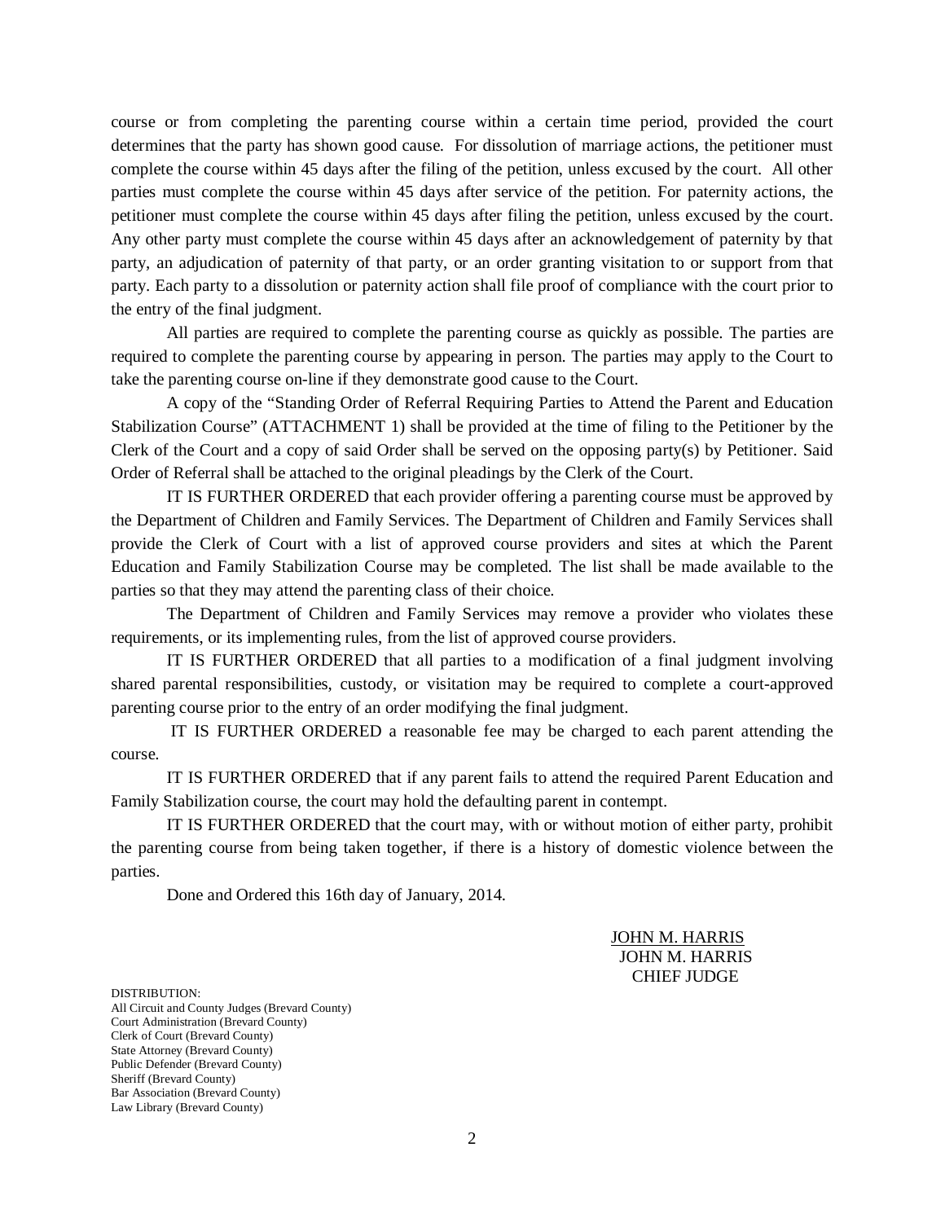course or from completing the parenting course within a certain time period, provided the court determines that the party has shown good cause. For dissolution of marriage actions, the petitioner must complete the course within 45 days after the filing of the petition, unless excused by the court. All other parties must complete the course within 45 days after service of the petition. For paternity actions, the petitioner must complete the course within 45 days after filing the petition, unless excused by the court. Any other party must complete the course within 45 days after an acknowledgement of paternity by that party, an adjudication of paternity of that party, or an order granting visitation to or support from that party. Each party to a dissolution or paternity action shall file proof of compliance with the court prior to the entry of the final judgment.

All parties are required to complete the parenting course as quickly as possible. The parties are required to complete the parenting course by appearing in person. The parties may apply to the Court to take the parenting course on-line if they demonstrate good cause to the Court.

A copy of the "Standing Order of Referral Requiring Parties to Attend the Parent and Education Stabilization Course" (ATTACHMENT 1) shall be provided at the time of filing to the Petitioner by the Clerk of the Court and a copy of said Order shall be served on the opposing party(s) by Petitioner. Said Order of Referral shall be attached to the original pleadings by the Clerk of the Court.

IT IS FURTHER ORDERED that each provider offering a parenting course must be approved by the Department of Children and Family Services. The Department of Children and Family Services shall provide the Clerk of Court with a list of approved course providers and sites at which the Parent Education and Family Stabilization Course may be completed. The list shall be made available to the parties so that they may attend the parenting class of their choice.

The Department of Children and Family Services may remove a provider who violates these requirements, or its implementing rules, from the list of approved course providers.

IT IS FURTHER ORDERED that all parties to a modification of a final judgment involving shared parental responsibilities, custody, or visitation may be required to complete a court-approved parenting course prior to the entry of an order modifying the final judgment.

IT IS FURTHER ORDERED a reasonable fee may be charged to each parent attending the course.

IT IS FURTHER ORDERED that if any parent fails to attend the required Parent Education and Family Stabilization course, the court may hold the defaulting parent in contempt.

IT IS FURTHER ORDERED that the court may, with or without motion of either party, prohibit the parenting course from being taken together, if there is a history of domestic violence between the parties.

Done and Ordered this 16th day of January, 2014.

JOHN M. HARRIS
JOHN M. HARRIS
CHIEF JUDGE

DISTRIBUTION:
All Circuit and County Judges (Brevard County)
Court Administration (Brevard County)
Clerk of Court (Brevard County)
State Attorney (Brevard County)
Public Defender (Brevard County)
Sheriff (Brevard County)
Bar Association (Brevard County)
Law Library (Brevard County)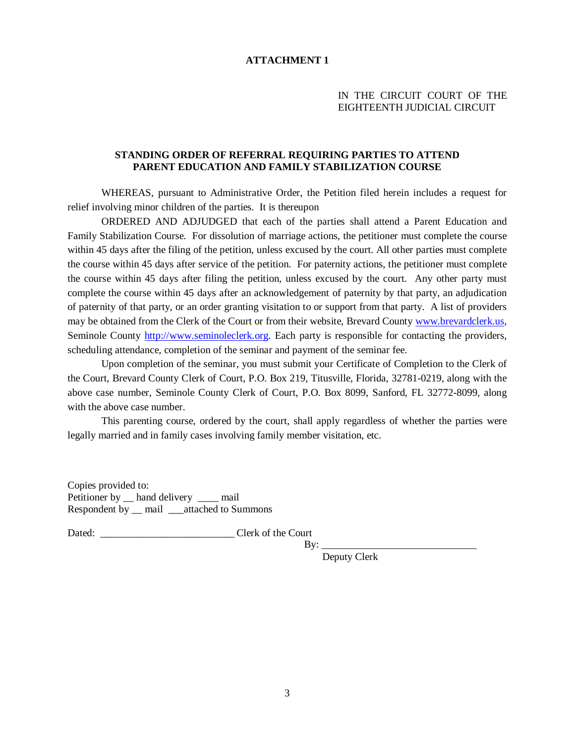**ATTACHMENT 1**

IN THE CIRCUIT COURT OF THE EIGHTEENTH JUDICIAL CIRCUIT

**STANDING ORDER OF REFERRAL REQUIRING PARTIES TO ATTEND PARENT EDUCATION AND FAMILY STABILIZATION COURSE**

WHEREAS, pursuant to Administrative Order, the Petition filed herein includes a request for relief involving minor children of the parties. It is thereupon

ORDERED AND ADJUDGED that each of the parties shall attend a Parent Education and Family Stabilization Course. For dissolution of marriage actions, the petitioner must complete the course within 45 days after the filing of the petition, unless excused by the court. All other parties must complete the course within 45 days after service of the petition. For paternity actions, the petitioner must complete the course within 45 days after filing the petition, unless excused by the court. Any other party must complete the course within 45 days after an acknowledgement of paternity by that party, an adjudication of paternity of that party, or an order granting visitation to or support from that party. A list of providers may be obtained from the Clerk of the Court or from their website, Brevard County www.brevardclerk.us, Seminole County http://www.seminoleclerk.org. Each party is responsible for contacting the providers, scheduling attendance, completion of the seminar and payment of the seminar fee.

Upon completion of the seminar, you must submit your Certificate of Completion to the Clerk of the Court, Brevard County Clerk of Court, P.O. Box 219, Titusville, Florida, 32781-0219, along with the above case number, Seminole County Clerk of Court, P.O. Box 8099, Sanford, FL 32772-8099, along with the above case number.

This parenting course, ordered by the court, shall apply regardless of whether the parties were legally married and in family cases involving family member visitation, etc.

Copies provided to:
Petitioner by __ hand delivery ____ mail
Respondent by __ mail ___attached to Summons

Dated: __________________________ Clerk of the Court

By: ______________________________
Deputy Clerk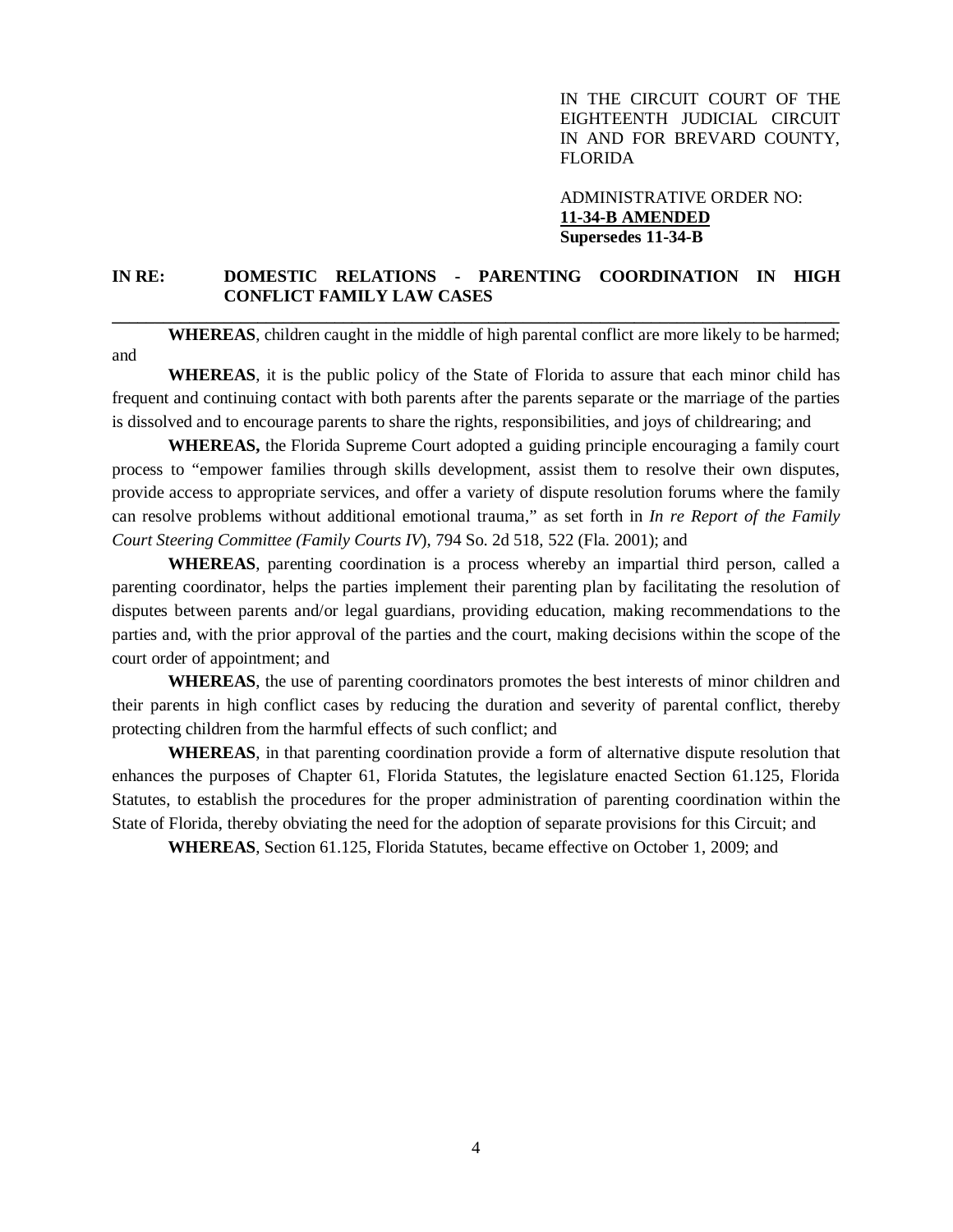IN THE CIRCUIT COURT OF THE EIGHTEENTH JUDICIAL CIRCUIT IN AND FOR BREVARD COUNTY, FLORIDA

ADMINISTRATIVE ORDER NO:
**11-34-B AMENDED**
**Supersedes 11-34-B**

**IN RE: DOMESTIC RELATIONS - PARENTING COORDINATION IN HIGH CONFLICT FAMILY LAW CASES**

---

**WHEREAS**, children caught in the middle of high parental conflict are more likely to be harmed; and

**WHEREAS**, it is the public policy of the State of Florida to assure that each minor child has frequent and continuing contact with both parents after the parents separate or the marriage of the parties is dissolved and to encourage parents to share the rights, responsibilities, and joys of childrearing; and

**WHEREAS,** the Florida Supreme Court adopted a guiding principle encouraging a family court process to "empower families through skills development, assist them to resolve their own disputes, provide access to appropriate services, and offer a variety of dispute resolution forums where the family can resolve problems without additional emotional trauma," as set forth in *In re Report of the Family Court Steering Committee (Family Courts IV*), 794 So. 2d 518, 522 (Fla. 2001); and

**WHEREAS**, parenting coordination is a process whereby an impartial third person, called a parenting coordinator, helps the parties implement their parenting plan by facilitating the resolution of disputes between parents and/or legal guardians, providing education, making recommendations to the parties and, with the prior approval of the parties and the court, making decisions within the scope of the court order of appointment; and

**WHEREAS**, the use of parenting coordinators promotes the best interests of minor children and their parents in high conflict cases by reducing the duration and severity of parental conflict, thereby protecting children from the harmful effects of such conflict; and

**WHEREAS**, in that parenting coordination provide a form of alternative dispute resolution that enhances the purposes of Chapter 61, Florida Statutes, the legislature enacted Section 61.125, Florida Statutes, to establish the procedures for the proper administration of parenting coordination within the State of Florida, thereby obviating the need for the adoption of separate provisions for this Circuit; and

**WHEREAS**, Section 61.125, Florida Statutes, became effective on October 1, 2009; and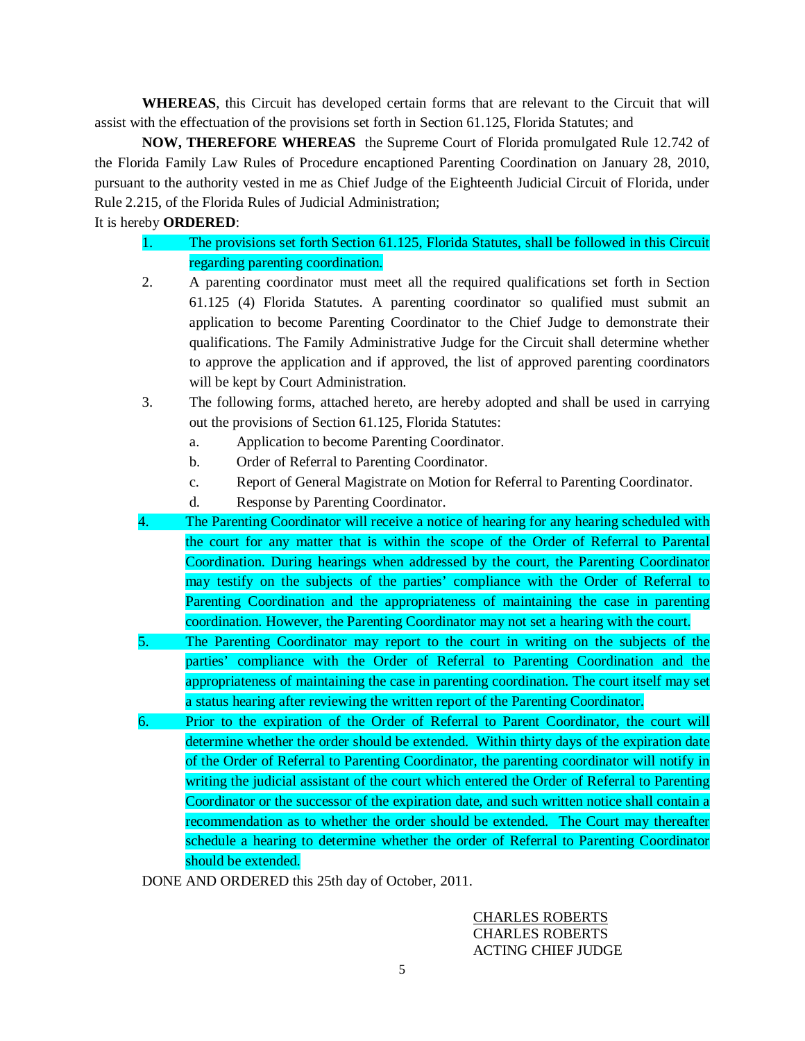**WHEREAS**, this Circuit has developed certain forms that are relevant to the Circuit that will assist with the effectuation of the provisions set forth in Section 61.125, Florida Statutes; and

**NOW, THEREFORE WHEREAS** the Supreme Court of Florida promulgated Rule 12.742 of the Florida Family Law Rules of Procedure encaptioned Parenting Coordination on January 28, 2010, pursuant to the authority vested in me as Chief Judge of the Eighteenth Judicial Circuit of Florida, under Rule 2.215, of the Florida Rules of Judicial Administration;

It is hereby **ORDERED**:

1. The provisions set forth Section 61.125, Florida Statutes, shall be followed in this Circuit regarding parenting coordination.
2. A parenting coordinator must meet all the required qualifications set forth in Section 61.125 (4) Florida Statutes. A parenting coordinator so qualified must submit an application to become Parenting Coordinator to the Chief Judge to demonstrate their qualifications. The Family Administrative Judge for the Circuit shall determine whether to approve the application and if approved, the list of approved parenting coordinators will be kept by Court Administration.
3. The following forms, attached hereto, are hereby adopted and shall be used in carrying out the provisions of Section 61.125, Florida Statutes:
   a. Application to become Parenting Coordinator.
   b. Order of Referral to Parenting Coordinator.
   c. Report of General Magistrate on Motion for Referral to Parenting Coordinator.
   d. Response by Parenting Coordinator.
4. The Parenting Coordinator will receive a notice of hearing for any hearing scheduled with the court for any matter that is within the scope of the Order of Referral to Parental Coordination. During hearings when addressed by the court, the Parenting Coordinator may testify on the subjects of the parties' compliance with the Order of Referral to Parenting Coordination and the appropriateness of maintaining the case in parenting coordination. However, the Parenting Coordinator may not set a hearing with the court.
5. The Parenting Coordinator may report to the court in writing on the subjects of the parties' compliance with the Order of Referral to Parenting Coordination and the appropriateness of maintaining the case in parenting coordination. The court itself may set a status hearing after reviewing the written report of the Parenting Coordinator.
6. Prior to the expiration of the Order of Referral to Parent Coordinator, the court will determine whether the order should be extended. Within thirty days of the expiration date of the Order of Referral to Parenting Coordinator, the parenting coordinator will notify in writing the judicial assistant of the court which entered the Order of Referral to Parenting Coordinator or the successor of the expiration date, and such written notice shall contain a recommendation as to whether the order should be extended. The Court may thereafter schedule a hearing to determine whether the order of Referral to Parenting Coordinator should be extended.

DONE AND ORDERED this 25th day of October, 2011.

CHARLES ROBERTS
CHARLES ROBERTS
ACTING CHIEF JUDGE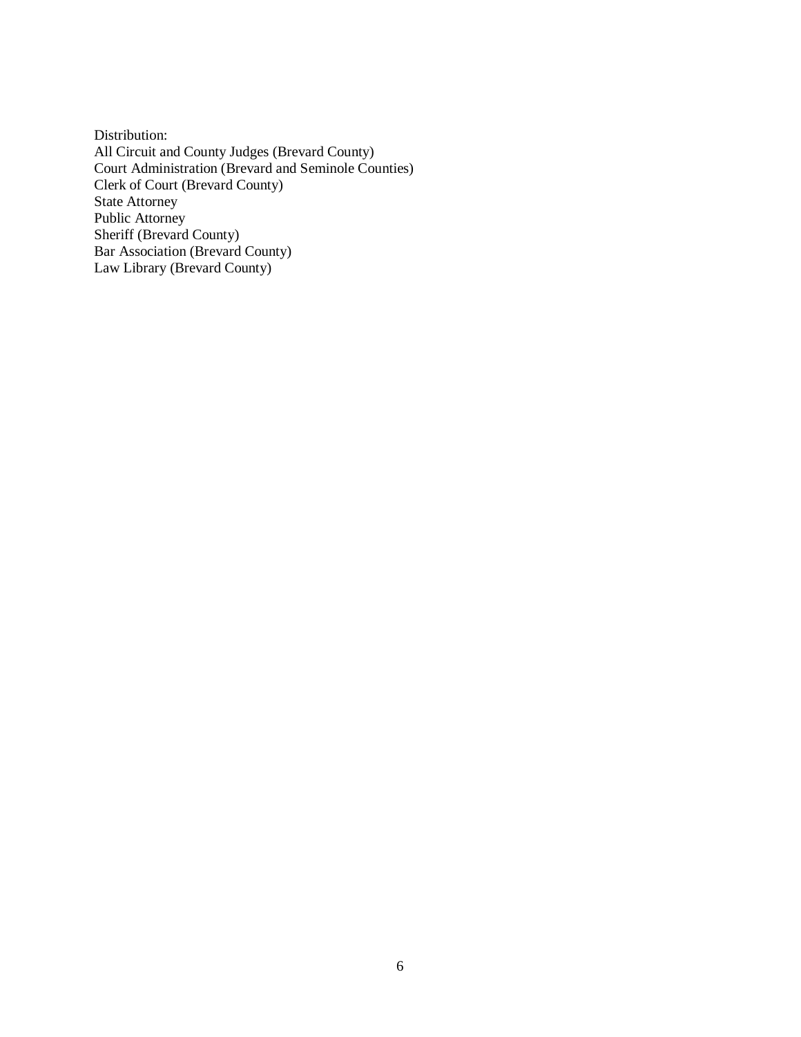Distribution:
All Circuit and County Judges (Brevard County)
Court Administration (Brevard and Seminole Counties)
Clerk of Court (Brevard County)
State Attorney
Public Attorney
Sheriff (Brevard County)
Bar Association (Brevard County)
Law Library (Brevard County)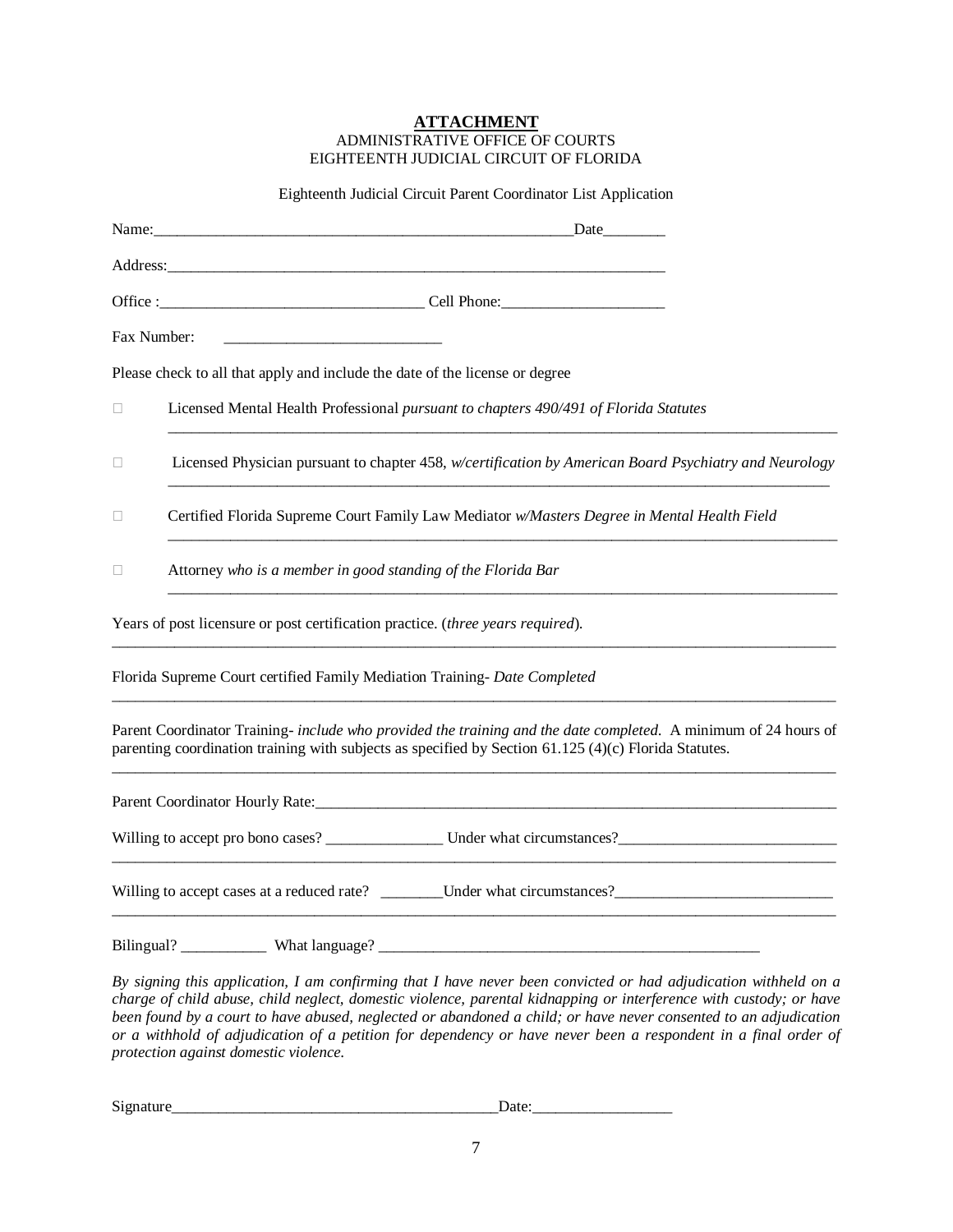**ATTACHMENT**

ADMINISTRATIVE OFFICE OF COURTS
EIGHTEENTH JUDICIAL CIRCUIT OF FLORIDA

Eighteenth Judicial Circuit Parent Coordinator List Application

Name:______________________________________________________Date________

Address:_________________________________________________________________

Office :_________________________________ Cell Phone:_____________________

Fax Number: ____________________________

Please check to all that apply and include the date of the license or degree

☐ Licensed Mental Health Professional *pursuant to chapters 490/491 of Florida Statutes*

_____________________________________________________________________________________

☐ Licensed Physician pursuant to chapter 458, *w/certification by American Board Psychiatry and Neurology*

_____________________________________________________________________________________

☐ Certified Florida Supreme Court Family Law Mediator *w/Masters Degree in Mental Health Field*

_____________________________________________________________________________________

☐ Attorney *who is a member in good standing of the Florida Bar*

_____________________________________________________________________________________

Years of post licensure or post certification practice. (*three years required*).

_____________________________________________________________________________________

Florida Supreme Court certified Family Mediation Training- *Date Completed*

_____________________________________________________________________________________

Parent Coordinator Training- *include who provided the training and the date completed.* A minimum of 24 hours of parenting coordination training with subjects as specified by Section 61.125 (4)(c) Florida Statutes.

_____________________________________________________________________________________

Parent Coordinator Hourly Rate:______________________________________________________________

Willing to accept pro bono cases? _______________ Under what circumstances?___________________________

_____________________________________________________________________________________

Willing to accept cases at a reduced rate? ________Under what circumstances?___________________________

_____________________________________________________________________________________

Bilingual? ___________ What language? __________________________________________________

*By signing this application, I am confirming that I have never been convicted or had adjudication withheld on a charge of child abuse, child neglect, domestic violence, parental kidnapping or interference with custody; or have been found by a court to have abused, neglected or abandoned a child; or have never consented to an adjudication or a withhold of adjudication of a petition for dependency or have never been a respondent in a final order of protection against domestic violence.*

Signature__________________________________________Date:_________________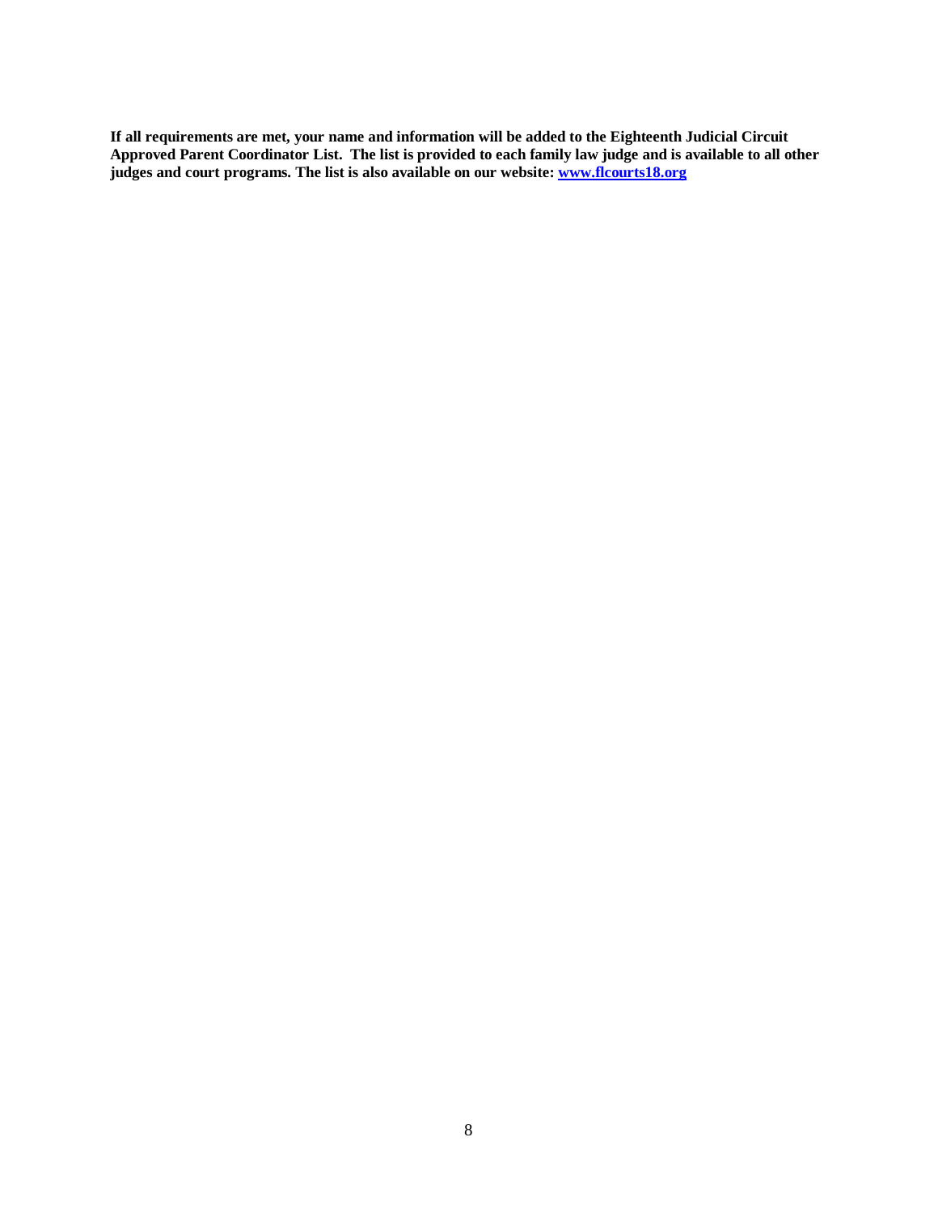**If all requirements are met, your name and information will be added to the Eighteenth Judicial Circuit Approved Parent Coordinator List. The list is provided to each family law judge and is available to all other judges and court programs. The list is also available on our website: [www.flcourts18.org](http://www.flcourts18.org)**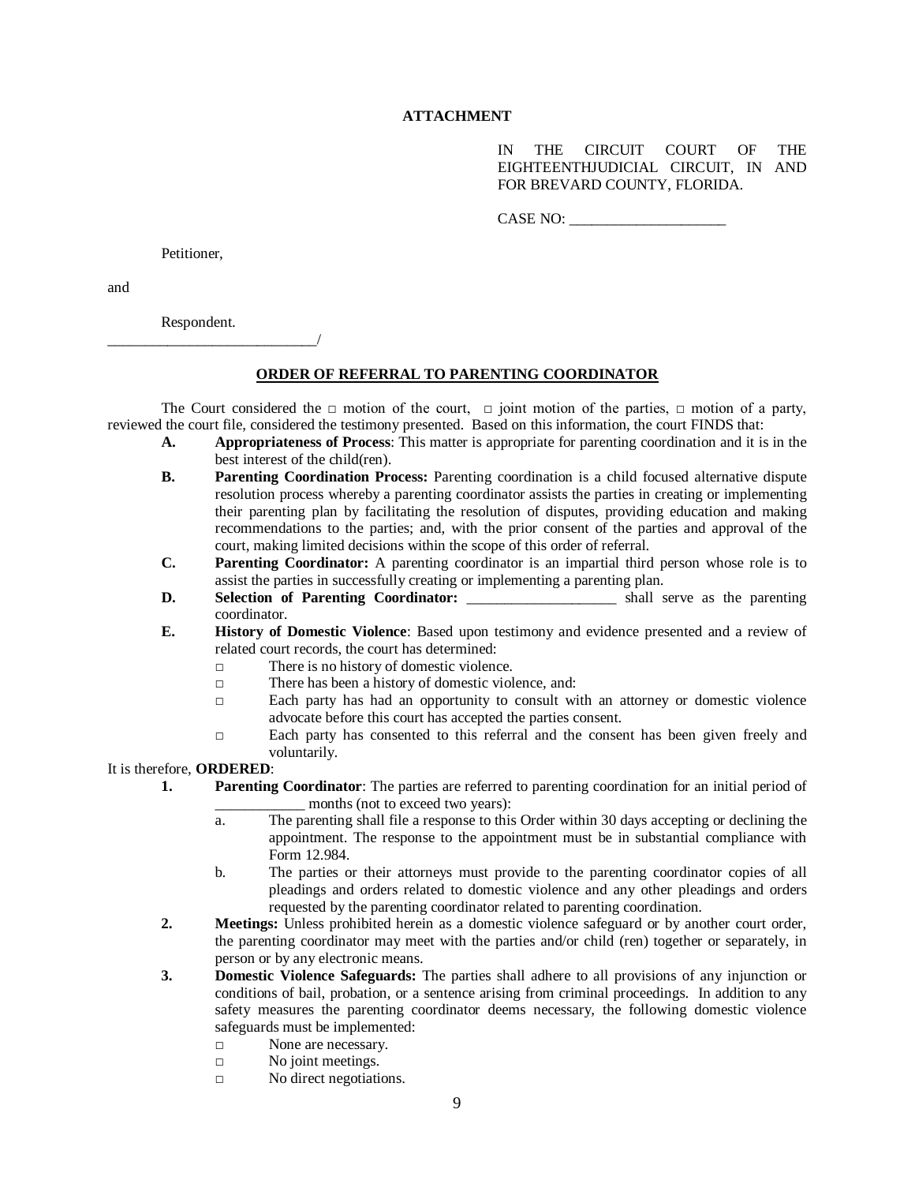**ATTACHMENT**

IN THE CIRCUIT COURT OF THE EIGHTEENTHJUDICIAL CIRCUIT, IN AND FOR BREVARD COUNTY, FLORIDA.

CASE NO: ____________________

Petitioner,

and

Respondent.

___________________________/

**ORDER OF REFERRAL TO PARENTING COORDINATOR**

The Court considered the □ motion of the court, □ joint motion of the parties, □ motion of a party, reviewed the court file, considered the testimony presented. Based on this information, the court FINDS that:

**A.** **Appropriateness of Process**: This matter is appropriate for parenting coordination and it is in the best interest of the child(ren).

**B.** **Parenting Coordination Process:** Parenting coordination is a child focused alternative dispute resolution process whereby a parenting coordinator assists the parties in creating or implementing their parenting plan by facilitating the resolution of disputes, providing education and making recommendations to the parties; and, with the prior consent of the parties and approval of the court, making limited decisions within the scope of this order of referral.

**C.** **Parenting Coordinator:** A parenting coordinator is an impartial third person whose role is to assist the parties in successfully creating or implementing a parenting plan.

**D.** **Selection of Parenting Coordinator:** ____________________ shall serve as the parenting coordinator.

**E.** **History of Domestic Violence**: Based upon testimony and evidence presented and a review of related court records, the court has determined:

- □ There is no history of domestic violence.
- □ There has been a history of domestic violence, and:
- □ Each party has had an opportunity to consult with an attorney or domestic violence advocate before this court has accepted the parties consent.
- □ Each party has consented to this referral and the consent has been given freely and voluntarily.

It is therefore, **ORDERED**:

**1.** **Parenting Coordinator**: The parties are referred to parenting coordination for an initial period of ____________ months (not to exceed two years):

a. The parenting shall file a response to this Order within 30 days accepting or declining the appointment. The response to the appointment must be in substantial compliance with Form 12.984.

b. The parties or their attorneys must provide to the parenting coordinator copies of all pleadings and orders related to domestic violence and any other pleadings and orders requested by the parenting coordinator related to parenting coordination.

**2.** **Meetings:** Unless prohibited herein as a domestic violence safeguard or by another court order, the parenting coordinator may meet with the parties and/or child (ren) together or separately, in person or by any electronic means.

**3.** **Domestic Violence Safeguards:** The parties shall adhere to all provisions of any injunction or conditions of bail, probation, or a sentence arising from criminal proceedings. In addition to any safety measures the parenting coordinator deems necessary, the following domestic violence safeguards must be implemented:

- □ None are necessary.
- □ No joint meetings.
- □ No direct negotiations.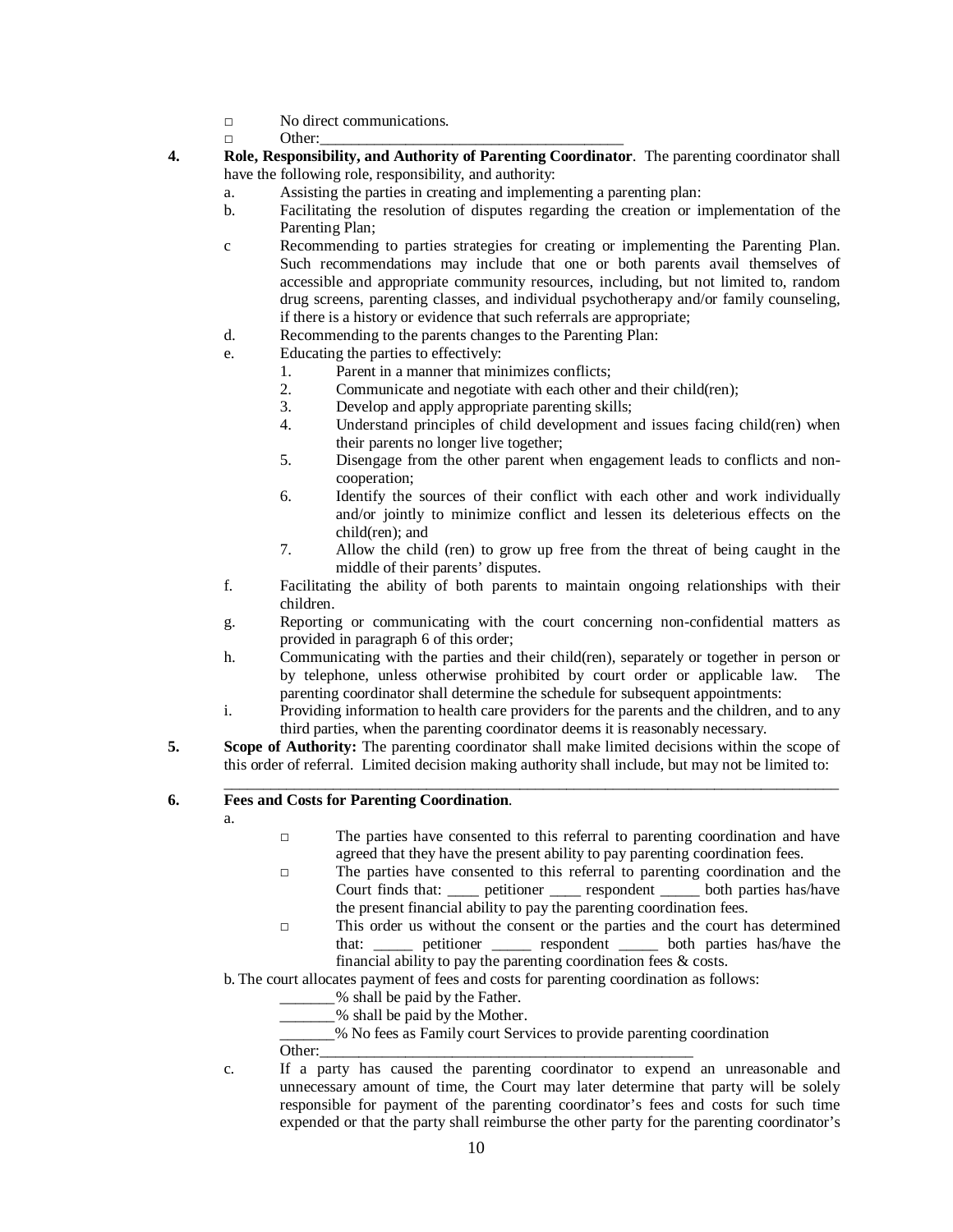- □ No direct communications.
- □ Other:\_\_\_\_\_\_\_\_\_\_\_\_\_\_\_\_\_\_\_\_\_\_\_\_\_\_\_\_\_\_\_\_\_\_\_\_\_\_

**4. Role, Responsibility, and Authority of Parenting Coordinator**. The parenting coordinator shall have the following role, responsibility, and authority:

a. Assisting the parties in creating and implementing a parenting plan:

b. Facilitating the resolution of disputes regarding the creation or implementation of the Parenting Plan;

c Recommending to parties strategies for creating or implementing the Parenting Plan. Such recommendations may include that one or both parents avail themselves of accessible and appropriate community resources, including, but not limited to, random drug screens, parenting classes, and individual psychotherapy and/or family counseling, if there is a history or evidence that such referrals are appropriate;

d. Recommending to the parents changes to the Parenting Plan:

e. Educating the parties to effectively:

1. Parent in a manner that minimizes conflicts;
2. Communicate and negotiate with each other and their child(ren);
3. Develop and apply appropriate parenting skills;
4. Understand principles of child development and issues facing child(ren) when their parents no longer live together;
5. Disengage from the other parent when engagement leads to conflicts and non-cooperation;
6. Identify the sources of their conflict with each other and work individually and/or jointly to minimize conflict and lessen its deleterious effects on the child(ren); and
7. Allow the child (ren) to grow up free from the threat of being caught in the middle of their parents' disputes.

f. Facilitating the ability of both parents to maintain ongoing relationships with their children.

g. Reporting or communicating with the court concerning non-confidential matters as provided in paragraph 6 of this order;

h. Communicating with the parties and their child(ren), separately or together in person or by telephone, unless otherwise prohibited by court order or applicable law. The parenting coordinator shall determine the schedule for subsequent appointments:

i. Providing information to health care providers for the parents and the children, and to any third parties, when the parenting coordinator deems it is reasonably necessary.

**5. Scope of Authority:** The parenting coordinator shall make limited decisions within the scope of this order of referral. Limited decision making authority shall include, but may not be limited to: \_\_\_\_\_\_\_\_\_\_\_\_\_\_\_\_\_\_\_\_\_\_\_\_\_\_\_\_\_\_\_\_\_\_\_\_\_\_\_\_\_\_\_\_\_\_\_\_\_\_\_\_\_\_\_\_\_\_\_\_\_\_\_\_\_\_\_\_\_\_\_\_\_\_\_\_

**6. Fees and Costs for Parenting Coordination**.

a.

- □ The parties have consented to this referral to parenting coordination and have agreed that they have the present ability to pay parenting coordination fees.
- □ The parties have consented to this referral to parenting coordination and the Court finds that: \_\_\_\_ petitioner \_\_\_\_ respondent \_\_\_\_\_ both parties has/have the present financial ability to pay the parenting coordination fees.
- □ This order us without the consent or the parties and the court has determined that: \_\_\_\_\_ petitioner \_\_\_\_\_ respondent \_\_\_\_\_ both parties has/have the financial ability to pay the parenting coordination fees & costs.

b. The court allocates payment of fees and costs for parenting coordination as follows:

\_\_\_\_\_\_\_% shall be paid by the Father.
\_\_\_\_\_\_\_% shall be paid by the Mother.
\_\_\_\_\_\_\_% No fees as Family court Services to provide parenting coordination
Other:\_\_\_\_\_\_\_\_\_\_\_\_\_\_\_\_\_\_\_\_\_\_\_\_\_\_\_\_\_\_\_\_\_\_\_\_\_\_\_\_\_\_\_\_\_\_\_\_\_

c. If a party has caused the parenting coordinator to expend an unreasonable and unnecessary amount of time, the Court may later determine that party will be solely responsible for payment of the parenting coordinator's fees and costs for such time expended or that the party shall reimburse the other party for the parenting coordinator's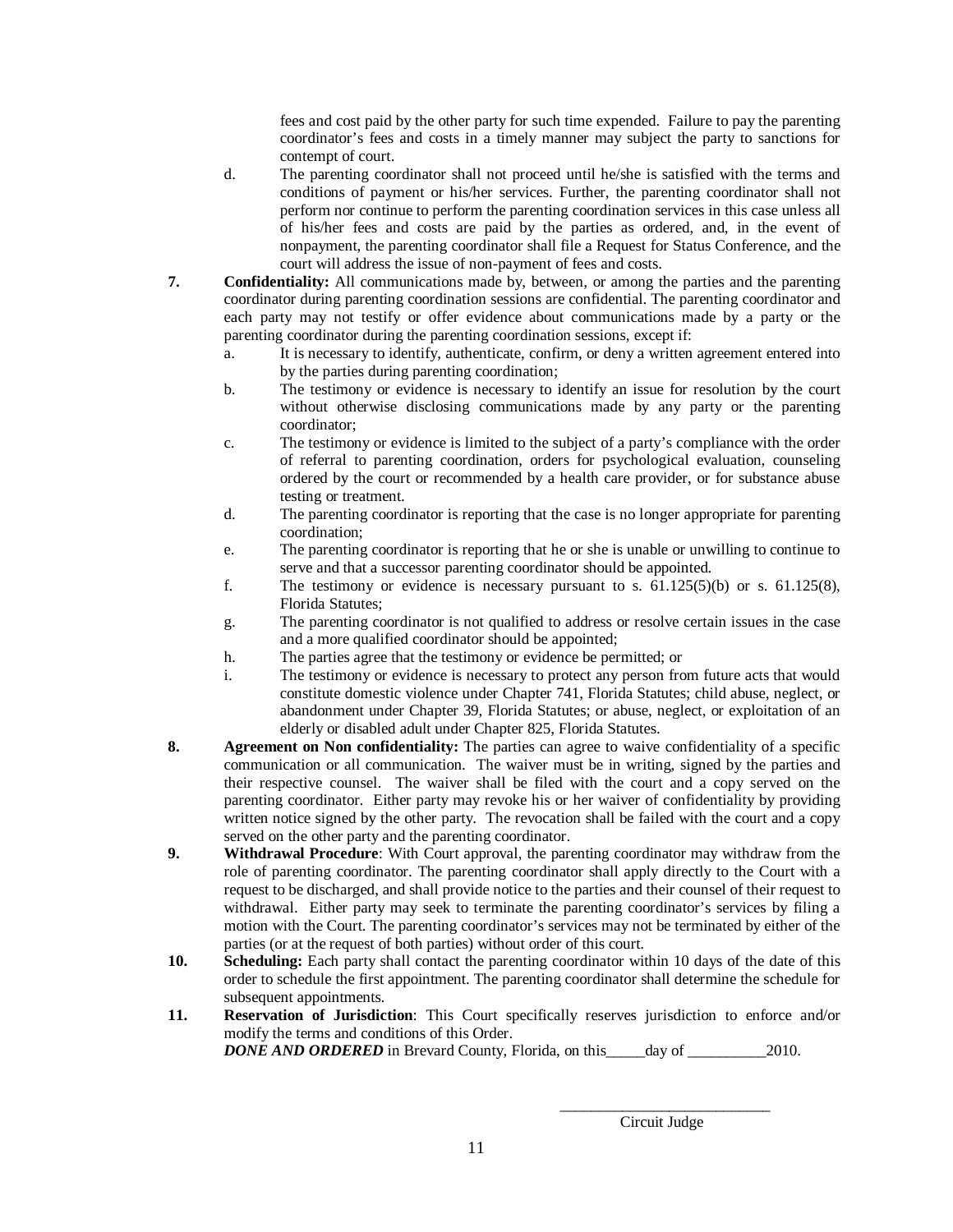fees and cost paid by the other party for such time expended. Failure to pay the parenting coordinator's fees and costs in a timely manner may subject the party to sanctions for contempt of court.

d. The parenting coordinator shall not proceed until he/she is satisfied with the terms and conditions of payment or his/her services. Further, the parenting coordinator shall not perform nor continue to perform the parenting coordination services in this case unless all of his/her fees and costs are paid by the parties as ordered, and, in the event of nonpayment, the parenting coordinator shall file a Request for Status Conference, and the court will address the issue of non-payment of fees and costs.

**7. Confidentiality:** All communications made by, between, or among the parties and the parenting coordinator during parenting coordination sessions are confidential. The parenting coordinator and each party may not testify or offer evidence about communications made by a party or the parenting coordinator during the parenting coordination sessions, except if:

a. It is necessary to identify, authenticate, confirm, or deny a written agreement entered into by the parties during parenting coordination;

b. The testimony or evidence is necessary to identify an issue for resolution by the court without otherwise disclosing communications made by any party or the parenting coordinator;

c. The testimony or evidence is limited to the subject of a party's compliance with the order of referral to parenting coordination, orders for psychological evaluation, counseling ordered by the court or recommended by a health care provider, or for substance abuse testing or treatment.

d. The parenting coordinator is reporting that the case is no longer appropriate for parenting coordination;

e. The parenting coordinator is reporting that he or she is unable or unwilling to continue to serve and that a successor parenting coordinator should be appointed.

f. The testimony or evidence is necessary pursuant to s. 61.125(5)(b) or s. 61.125(8), Florida Statutes;

g. The parenting coordinator is not qualified to address or resolve certain issues in the case and a more qualified coordinator should be appointed;

h. The parties agree that the testimony or evidence be permitted; or

i. The testimony or evidence is necessary to protect any person from future acts that would constitute domestic violence under Chapter 741, Florida Statutes; child abuse, neglect, or abandonment under Chapter 39, Florida Statutes; or abuse, neglect, or exploitation of an elderly or disabled adult under Chapter 825, Florida Statutes.

**8. Agreement on Non confidentiality:** The parties can agree to waive confidentiality of a specific communication or all communication. The waiver must be in writing, signed by the parties and their respective counsel. The waiver shall be filed with the court and a copy served on the parenting coordinator. Either party may revoke his or her waiver of confidentiality by providing written notice signed by the other party. The revocation shall be failed with the court and a copy served on the other party and the parenting coordinator.

**9. Withdrawal Procedure**: With Court approval, the parenting coordinator may withdraw from the role of parenting coordinator. The parenting coordinator shall apply directly to the Court with a request to be discharged, and shall provide notice to the parties and their counsel of their request to withdrawal. Either party may seek to terminate the parenting coordinator's services by filing a motion with the Court. The parenting coordinator's services may not be terminated by either of the parties (or at the request of both parties) without order of this court.

**10. Scheduling:** Each party shall contact the parenting coordinator within 10 days of the date of this order to schedule the first appointment. The parenting coordinator shall determine the schedule for subsequent appointments.

**11. Reservation of Jurisdiction**: This Court specifically reserves jurisdiction to enforce and/or modify the terms and conditions of this Order.

***DONE AND ORDERED*** in Brevard County, Florida, on this_____day of __________2010.

___________________________
Circuit Judge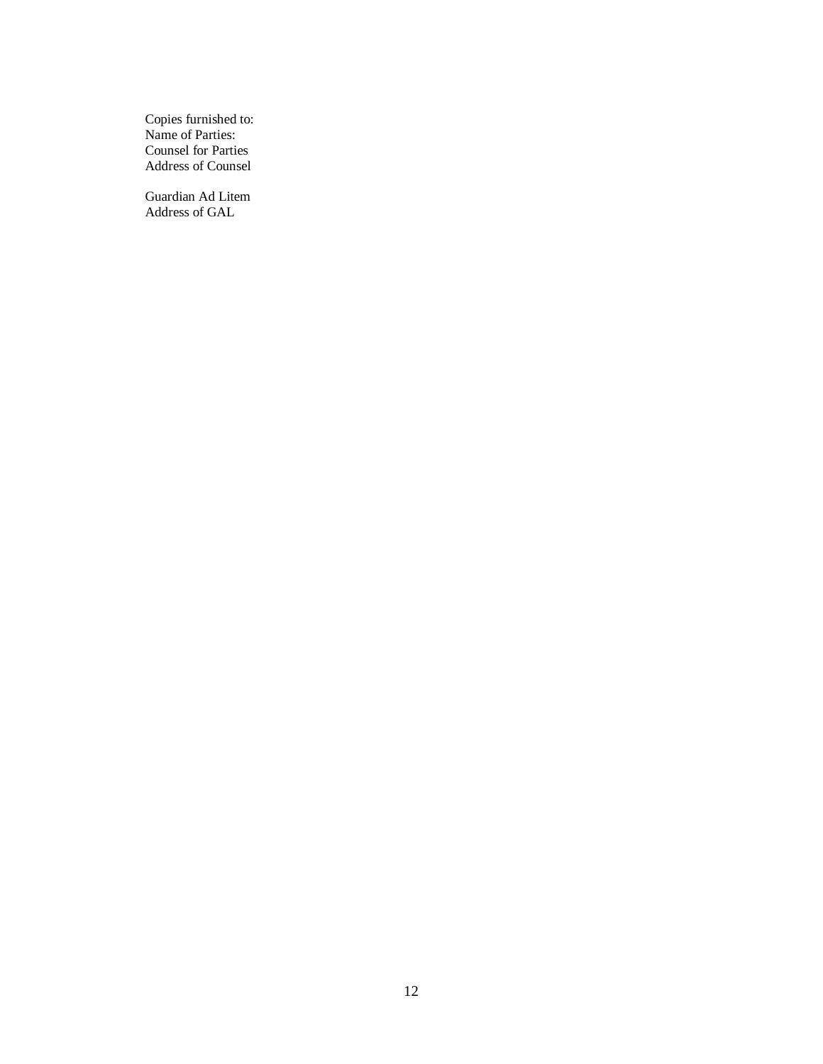Copies furnished to:
Name of Parties:
Counsel for Parties
Address of Counsel

Guardian Ad Litem
Address of GAL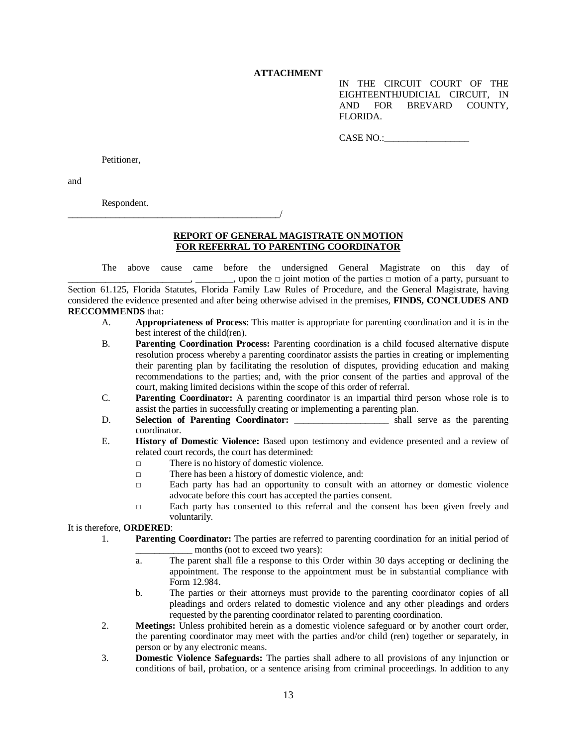**ATTACHMENT**

IN THE CIRCUIT COURT OF THE EIGHTEENTHJUDICIAL CIRCUIT, IN AND FOR BREVARD COUNTY, FLORIDA.

CASE NO.:__________________

Petitioner,

and

Respondent.
_______________________________________________/

**REPORT OF GENERAL MAGISTRATE ON MOTION FOR REFERRAL TO PARENTING COORDINATOR**

The above cause came before the undersigned General Magistrate on this day of _________________________, ________, upon the □ joint motion of the parties □ motion of a party, pursuant to Section 61.125, Florida Statutes, Florida Family Law Rules of Procedure, and the General Magistrate, having considered the evidence presented and after being otherwise advised in the premises, **FINDS, CONCLUDES AND RECCOMMENDS** that:

A. **Appropriateness of Process**: This matter is appropriate for parenting coordination and it is in the best interest of the child(ren).

B. **Parenting Coordination Process:** Parenting coordination is a child focused alternative dispute resolution process whereby a parenting coordinator assists the parties in creating or implementing their parenting plan by facilitating the resolution of disputes, providing education and making recommendations to the parties; and, with the prior consent of the parties and approval of the court, making limited decisions within the scope of this order of referral.

C. **Parenting Coordinator:** A parenting coordinator is an impartial third person whose role is to assist the parties in successfully creating or implementing a parenting plan.

D. **Selection of Parenting Coordinator:** ____________________ shall serve as the parenting coordinator.

E. **History of Domestic Violence:** Based upon testimony and evidence presented and a review of related court records, the court has determined:

- □ There is no history of domestic violence.
- □ There has been a history of domestic violence, and:
- □ Each party has had an opportunity to consult with an attorney or domestic violence advocate before this court has accepted the parties consent.
- □ Each party has consented to this referral and the consent has been given freely and voluntarily.

It is therefore, **ORDERED**:

1. **Parenting Coordinator:** The parties are referred to parenting coordination for an initial period of ____________ months (not to exceed two years):
   a. The parent shall file a response to this Order within 30 days accepting or declining the appointment. The response to the appointment must be in substantial compliance with Form 12.984.
   b. The parties or their attorneys must provide to the parenting coordinator copies of all pleadings and orders related to domestic violence and any other pleadings and orders requested by the parenting coordinator related to parenting coordination.

2. **Meetings:** Unless prohibited herein as a domestic violence safeguard or by another court order, the parenting coordinator may meet with the parties and/or child (ren) together or separately, in person or by any electronic means.

3. **Domestic Violence Safeguards:** The parties shall adhere to all provisions of any injunction or conditions of bail, probation, or a sentence arising from criminal proceedings. In addition to any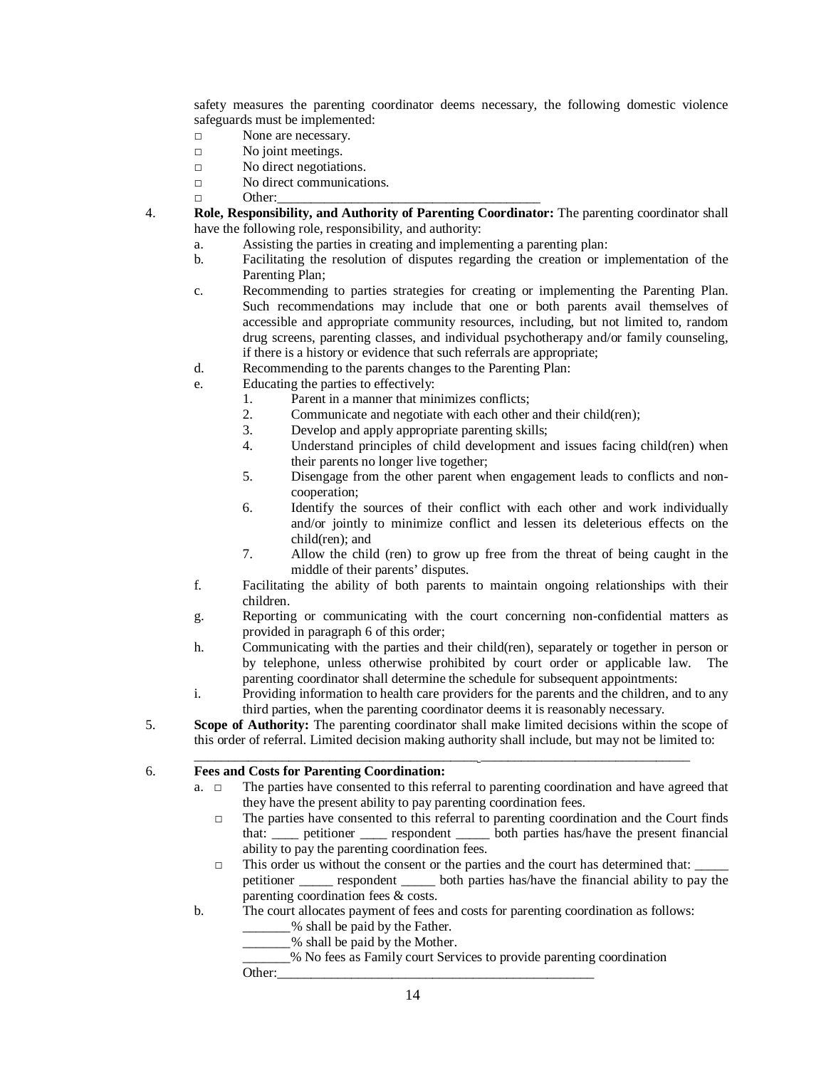safety measures the parenting coordinator deems necessary, the following domestic violence safeguards must be implemented:

- □ None are necessary.
- □ No joint meetings.
- □ No direct negotiations.
- □ No direct communications.
- □ Other:_______________________________________

4. **Role, Responsibility, and Authority of Parenting Coordinator:** The parenting coordinator shall have the following role, responsibility, and authority:
   - a. Assisting the parties in creating and implementing a parenting plan:
   - b. Facilitating the resolution of disputes regarding the creation or implementation of the Parenting Plan;
   - c. Recommending to parties strategies for creating or implementing the Parenting Plan. Such recommendations may include that one or both parents avail themselves of accessible and appropriate community resources, including, but not limited to, random drug screens, parenting classes, and individual psychotherapy and/or family counseling, if there is a history or evidence that such referrals are appropriate;
   - d. Recommending to the parents changes to the Parenting Plan:
   - e. Educating the parties to effectively:
     1. Parent in a manner that minimizes conflicts;
     2. Communicate and negotiate with each other and their child(ren);
     3. Develop and apply appropriate parenting skills;
     4. Understand principles of child development and issues facing child(ren) when their parents no longer live together;
     5. Disengage from the other parent when engagement leads to conflicts and non-cooperation;
     6. Identify the sources of their conflict with each other and work individually and/or jointly to minimize conflict and lessen its deleterious effects on the child(ren); and
     7. Allow the child (ren) to grow up free from the threat of being caught in the middle of their parents' disputes.
   - f. Facilitating the ability of both parents to maintain ongoing relationships with their children.
   - g. Reporting or communicating with the court concerning non-confidential matters as provided in paragraph 6 of this order;
   - h. Communicating with the parties and their child(ren), separately or together in person or by telephone, unless otherwise prohibited by court order or applicable law. The parenting coordinator shall determine the schedule for subsequent appointments:
   - i. Providing information to health care providers for the parents and the children, and to any third parties, when the parenting coordinator deems it is reasonably necessary.

5. **Scope of Authority:** The parenting coordinator shall make limited decisions within the scope of this order of referral. Limited decision making authority shall include, but may not be limited to: ______________________________________________________________________

6. **Fees and Costs for Parenting Coordination:**
   - a. □ The parties have consented to this referral to parenting coordination and have agreed that they have the present ability to pay parenting coordination fees.
     - □ The parties have consented to this referral to parenting coordination and the Court finds that: ____ petitioner ____ respondent _____ both parties has/have the present financial ability to pay the parenting coordination fees.
     - □ This order us without the consent or the parties and the court has determined that: _____ petitioner _____ respondent _____ both parties has/have the financial ability to pay the parenting coordination fees & costs.
   - b. The court allocates payment of fees and costs for parenting coordination as follows:
     - _______% shall be paid by the Father.
     - _______% shall be paid by the Mother.
     - _______% No fees as Family court Services to provide parenting coordination
     - Other:_______________________________________________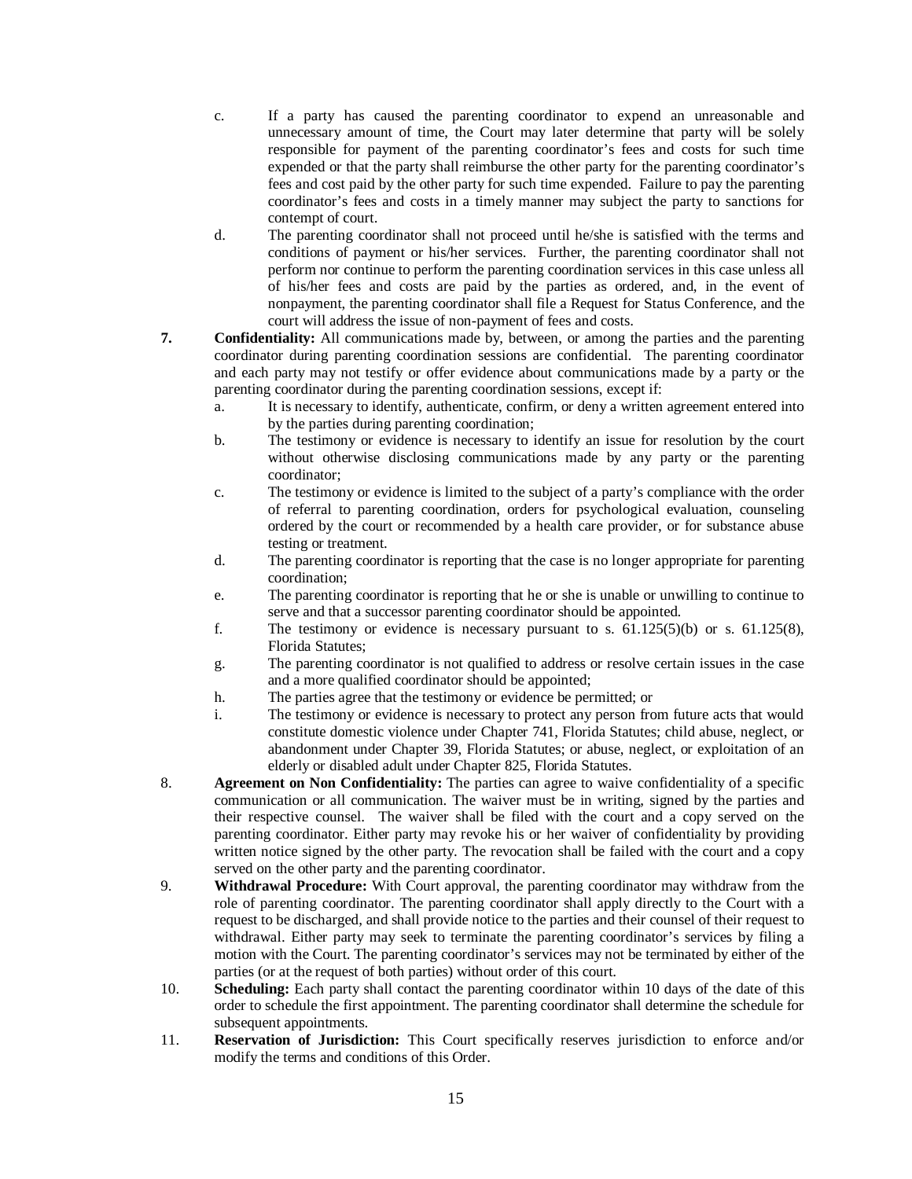c. If a party has caused the parenting coordinator to expend an unreasonable and unnecessary amount of time, the Court may later determine that party will be solely responsible for payment of the parenting coordinator's fees and costs for such time expended or that the party shall reimburse the other party for the parenting coordinator's fees and cost paid by the other party for such time expended. Failure to pay the parenting coordinator's fees and costs in a timely manner may subject the party to sanctions for contempt of court.

d. The parenting coordinator shall not proceed until he/she is satisfied with the terms and conditions of payment or his/her services. Further, the parenting coordinator shall not perform nor continue to perform the parenting coordination services in this case unless all of his/her fees and costs are paid by the parties as ordered, and, in the event of nonpayment, the parenting coordinator shall file a Request for Status Conference, and the court will address the issue of non-payment of fees and costs.

**7.** **Confidentiality:** All communications made by, between, or among the parties and the parenting coordinator during parenting coordination sessions are confidential. The parenting coordinator and each party may not testify or offer evidence about communications made by a party or the parenting coordinator during the parenting coordination sessions, except if:

a. It is necessary to identify, authenticate, confirm, or deny a written agreement entered into by the parties during parenting coordination;

b. The testimony or evidence is necessary to identify an issue for resolution by the court without otherwise disclosing communications made by any party or the parenting coordinator;

c. The testimony or evidence is limited to the subject of a party's compliance with the order of referral to parenting coordination, orders for psychological evaluation, counseling ordered by the court or recommended by a health care provider, or for substance abuse testing or treatment.

d. The parenting coordinator is reporting that the case is no longer appropriate for parenting coordination;

e. The parenting coordinator is reporting that he or she is unable or unwilling to continue to serve and that a successor parenting coordinator should be appointed.

f. The testimony or evidence is necessary pursuant to s. 61.125(5)(b) or s. 61.125(8), Florida Statutes;

g. The parenting coordinator is not qualified to address or resolve certain issues in the case and a more qualified coordinator should be appointed;

h. The parties agree that the testimony or evidence be permitted; or

i. The testimony or evidence is necessary to protect any person from future acts that would constitute domestic violence under Chapter 741, Florida Statutes; child abuse, neglect, or abandonment under Chapter 39, Florida Statutes; or abuse, neglect, or exploitation of an elderly or disabled adult under Chapter 825, Florida Statutes.

8. **Agreement on Non Confidentiality:** The parties can agree to waive confidentiality of a specific communication or all communication. The waiver must be in writing, signed by the parties and their respective counsel. The waiver shall be filed with the court and a copy served on the parenting coordinator. Either party may revoke his or her waiver of confidentiality by providing written notice signed by the other party. The revocation shall be failed with the court and a copy served on the other party and the parenting coordinator.

9. **Withdrawal Procedure:** With Court approval, the parenting coordinator may withdraw from the role of parenting coordinator. The parenting coordinator shall apply directly to the Court with a request to be discharged, and shall provide notice to the parties and their counsel of their request to withdrawal. Either party may seek to terminate the parenting coordinator's services by filing a motion with the Court. The parenting coordinator's services may not be terminated by either of the parties (or at the request of both parties) without order of this court.

10. **Scheduling:** Each party shall contact the parenting coordinator within 10 days of the date of this order to schedule the first appointment. The parenting coordinator shall determine the schedule for subsequent appointments.

11. **Reservation of Jurisdiction:** This Court specifically reserves jurisdiction to enforce and/or modify the terms and conditions of this Order.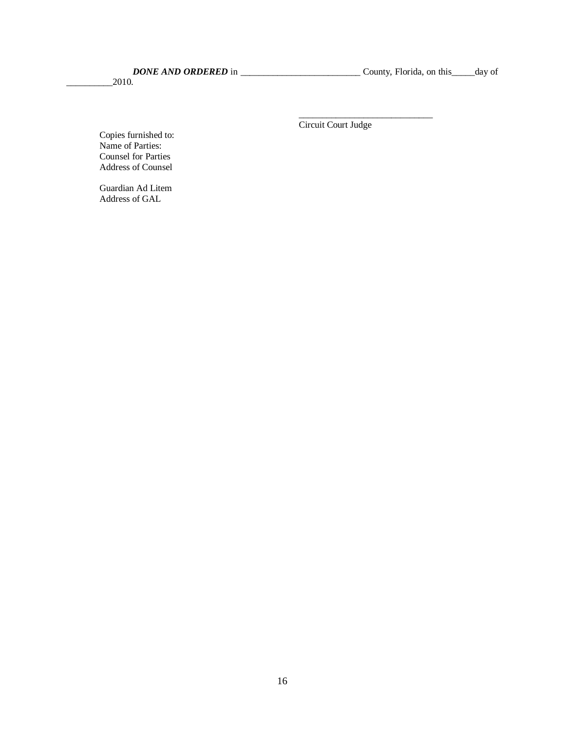***DONE AND ORDERED*** in _________________________ County, Florida, on this_____day of __________2010.

_____________________________
Circuit Court Judge

Copies furnished to:
Name of Parties:
Counsel for Parties
Address of Counsel

Guardian Ad Litem
Address of GAL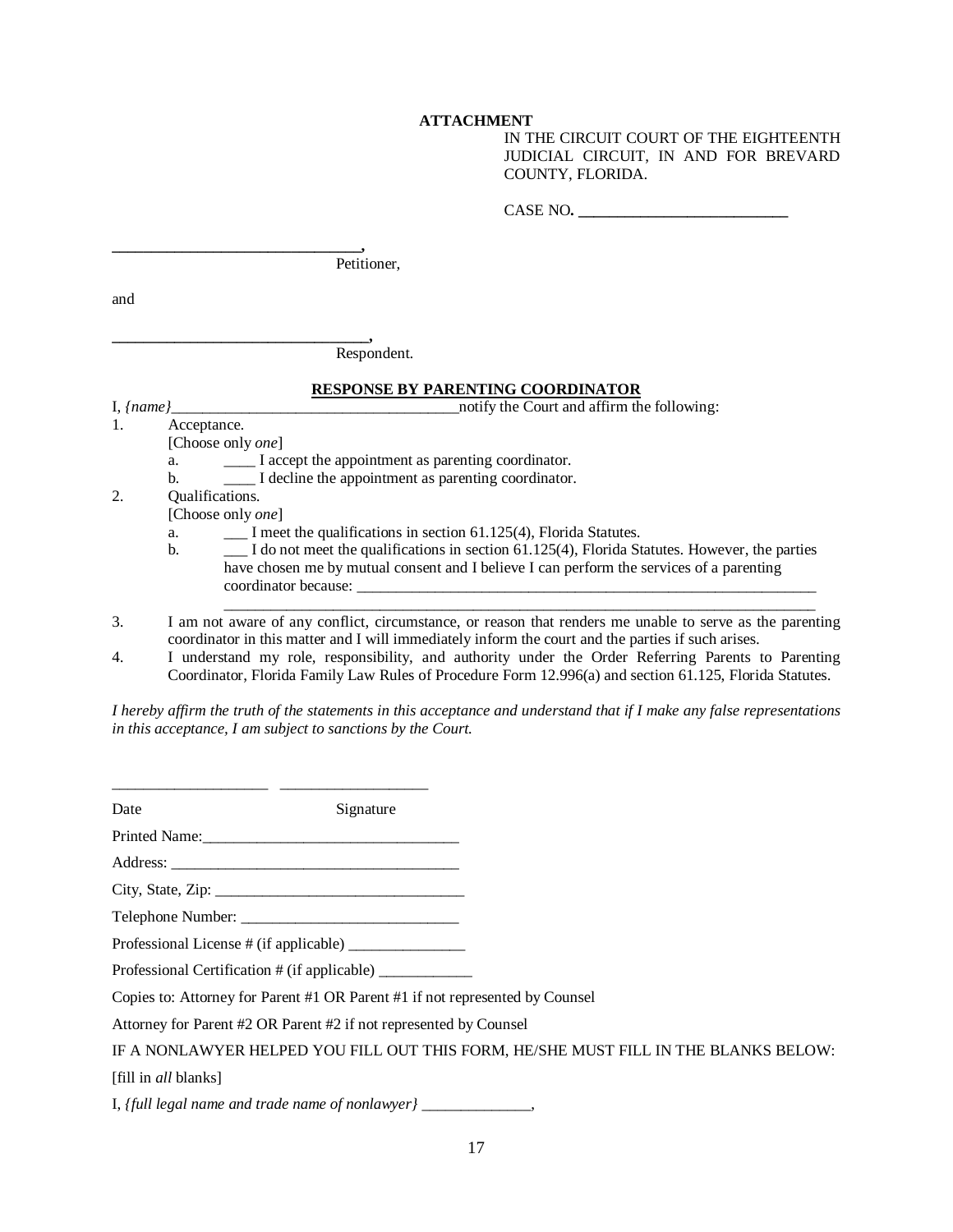**ATTACHMENT**

IN THE CIRCUIT COURT OF THE EIGHTEENTH JUDICIAL CIRCUIT, IN AND FOR BREVARD COUNTY, FLORIDA.

CASE NO. ___________________________

**_______________________________,**
Petitioner,

and

**_________________________________,**
Respondent.

**RESPONSE BY PARENTING COORDINATOR**

I, *{name}*_____________________________________notify the Court and affirm the following:

1. Acceptance.
   [Choose only *one*]
   a. ____ I accept the appointment as parenting coordinator.
   b. ____ I decline the appointment as parenting coordinator.
2. Qualifications.
   [Choose only *one*]
   a. ___ I meet the qualifications in section 61.125(4), Florida Statutes.
   b. ___ I do not meet the qualifications in section 61.125(4), Florida Statutes. However, the parties have chosen me by mutual consent and I believe I can perform the services of a parenting coordinator because: _______________________________________________________________
   ________________________________________________________________________________
3. I am not aware of any conflict, circumstance, or reason that renders me unable to serve as the parenting coordinator in this matter and I will immediately inform the court and the parties if such arises.
4. I understand my role, responsibility, and authority under the Order Referring Parents to Parenting Coordinator, Florida Family Law Rules of Procedure Form 12.996(a) and section 61.125, Florida Statutes.

*I hereby affirm the truth of the statements in this acceptance and understand that if I make any false representations in this acceptance, I am subject to sanctions by the Court.*

____________________ __________________
Date Signature

Printed Name:_________________________________

Address: _____________________________________

City, State, Zip: ________________________________

Telephone Number: ____________________________

Professional License # (if applicable) _______________

Professional Certification # (if applicable) ____________

Copies to: Attorney for Parent #1 OR Parent #1 if not represented by Counsel

Attorney for Parent #2 OR Parent #2 if not represented by Counsel

IF A NONLAWYER HELPED YOU FILL OUT THIS FORM, HE/SHE MUST FILL IN THE BLANKS BELOW:

[fill in *all* blanks]

I, *{full legal name and trade name of nonlawyer}* ______________,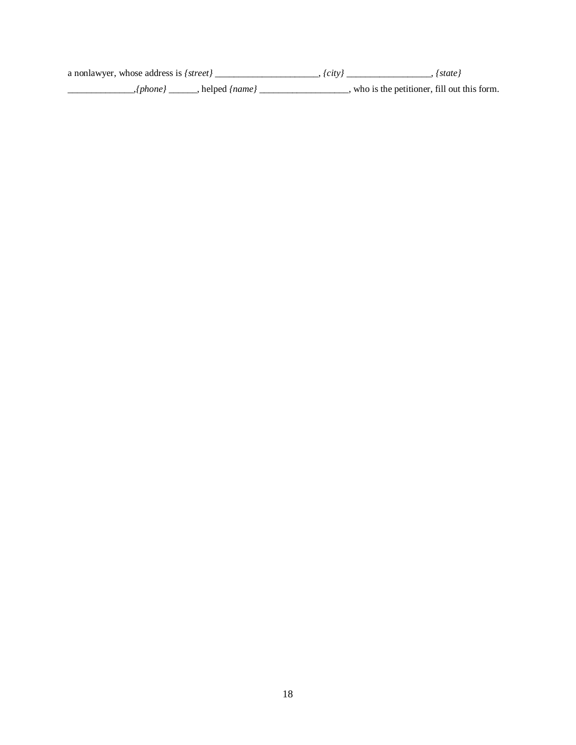a nonlawyer, whose address is *{street}* ______________________, *{city}* __________________, *{state}* ______________,*{phone}* ______, helped *{name}* ___________________, who is the petitioner, fill out this form.